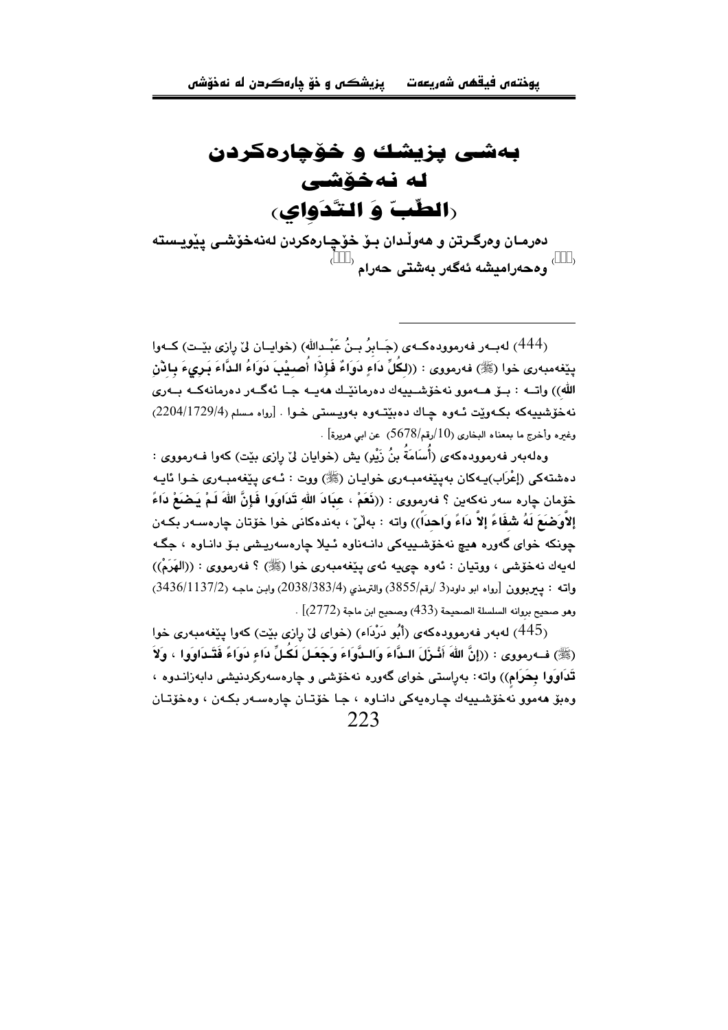# بەشی پزیشك و خۆچارەكردن لە نەخۆشی (الطِّبّ وَ التَّدَاوِي)

دەرمـان وەرگـرتن و هەوڵـدان بـۆ خۆچـارەكردن لەنەخۆشـی پێویـستە (444) وەحەرامیشە ئەگەر بەشتی حەرام (445)

---

(444) لەبــەر فەرموودەكــەی (جَـابِرُ بــنُ عَبْـدالله) (خوایـان لێ ڕازی بێـت) كــەوا پێغەمبەری خوا (ﷺ) فەرمووی : ((**لِكُلِّ دَاءٍ دَوَاءٌ فَإِذَا أُصِيْبَ دَوَاءُ الدَّاءَ بَرِيءَ بِإِذْنِ اللّه**)) واتــە : بــۆ هــەموو نەخۆشـــییەك دەرمانێــك هەیــە جــا ئەگــەر دەرمانەكــە بــەری نەخۆشییەكە بكـەوێت ئـەوە چـاك دەبێتـەوە بەویـستی خـوا . [رواه مسلم (2204/1729/4) وغيره وأخرج ما بمعناه البخاري (10/رقم/5678) عن ابي هريرة] .

وەلەبەر فەرموودەكەی (أُسَامَةُ بنُ زَيْدٍ) یش (خوایان لێ ڕازی بێت) كەوا فـەرمووی : دەشتەكی (إعْرَاب)یـەكان بەپێغەمبـەری خوایـان (ﷺ) ووت : ئـەی پێغەمبـەری خـوا ئایـە خۆمان چارە سەر نەكەین ؟ فەرمووی : ((**نَعَمْ ، عِبَادَ اللّهِ تَدَاوَوا فَإِنَّ اللّهَ لَمْ يَضَعْ دَاءً إِلاَّوَضَعَ لَهُ شِفَاءً إِلاَّ دَاءً وَاحِداً**)) واتە : بەڵێ ، بەندەكانی خوا خۆتان چارەسـەر بكـەن چونكە خوای گەورە هیچ نەخۆشـییەكی دانـەناوە ئـیلا چارەسەریـشی بـۆ دانـاوە ، جگـە لەیەك نەخۆشی ، ووتیان : ئەوە چییە ئەی پێغەمبەری خوا (ﷺ) ؟ فەرمووی : ((**الهَرَمْ**)) واتە : **پیربوون** [رواه ابو داود(3 /رقم/3855) والترمذي (2038/383/4) وابن ماجه (3436/1137/2) وهو صحيح بروانە السلسلة الصحيحة (433) وصحيح ابن ماجة (2772)] .

(445) لەبەر فەرموودەكەی (أَبُو دَرْدَاء) (خوای لێ ڕازی بێت) كەوا پێغەمبەری خوا (ﷺ) فــەرمووی : ((**إِنَّ اللّهَ أَنْـزَلَ الـدَّاءَ وَالـدَّوَاءَ وَجَعَـلَ لِكُـلِّ دَاءٍ دَوَاءً فَتَـدَاوَوا ، وَلاَ تَدَاوَوا بِحَرَامٍ**)) واتە: بەڕاستی خوای گەورە نەخۆشی و چارەسەركردنیشی دابەزانـدوە ، وەبۆ هەموو نەخۆشـییەك چـارەیەكی دانـاوە ، جـا خۆتـان چارەسـەر بكـەن ، وەخۆتـان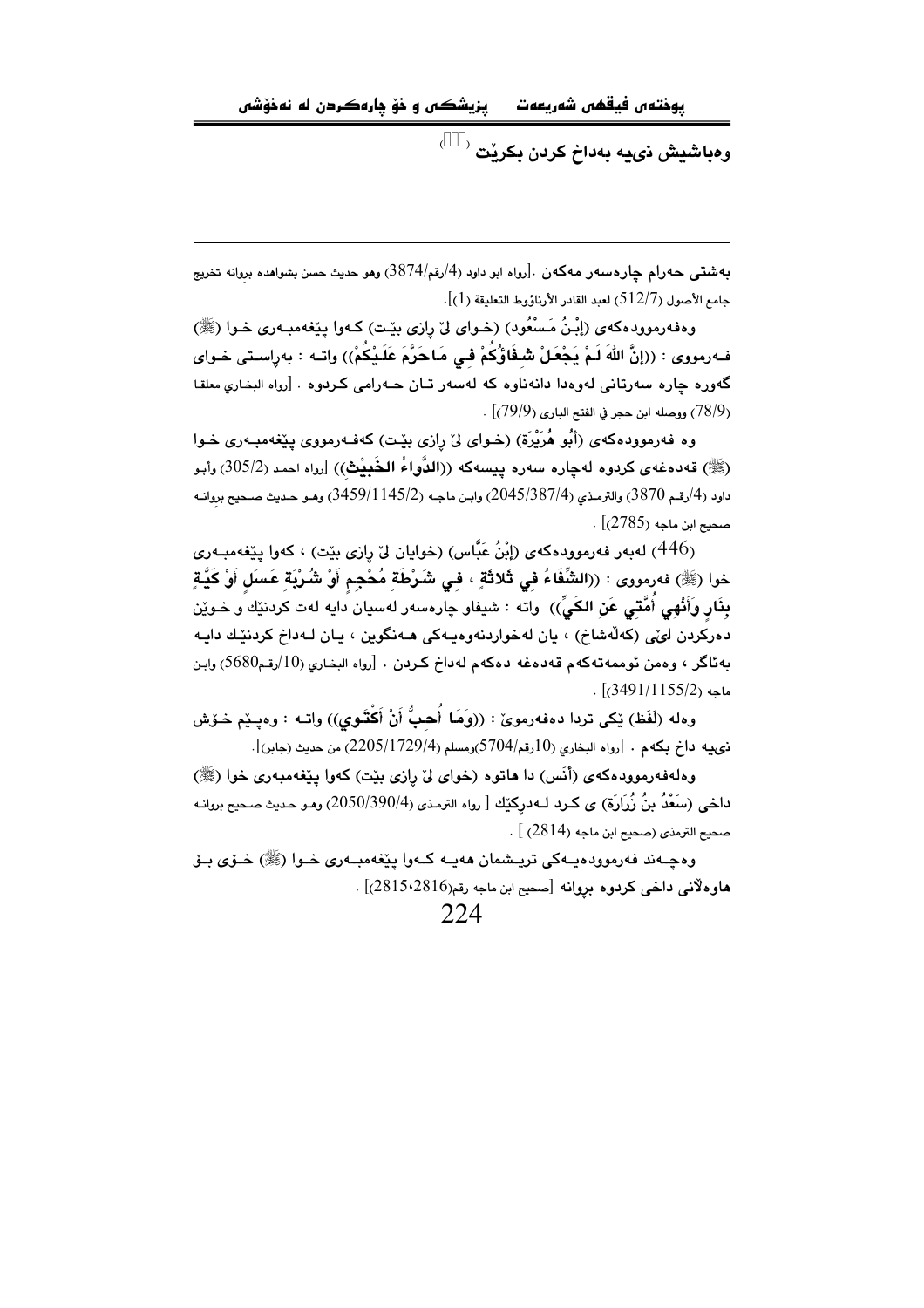وەباشیش نیيە بەداخ كردن بكرێت ⁽⁾

---

بەشتى حەرام چارەسەر مەكەن .[رواه ابو داود (4/رقم/3874) وهو حديث حسن بشواهده برواته تخريج جامع الأصول (512/7) لعبد القادر الأرناؤوط التعليقة (1)].

وەفەرموودەكەى (إِبْنُ مَسْعُود) (خـواى لىٚ رازى بێـت) كـەوا پێغەمبـەرى خـوا (ﷺ) فـەرمووى : ((إِنَّ اللهَ لَـمْ يَجْعَـلْ شِـفَاؤُكُمْ فِـي مَـاحَرَّمَ عَلَـيْكُمْ)) واتـە : بەراسـتى خـواى گەورە چارە سەرتانى لەوەدا دانەناوە كە لەسەر تـان حـەرامى كـردوە . [رواه البخاري معلقا (78/9) ووصله ابن حجر في الفتح الباري (79/9)] .

وە فەرموودەكەى (أَبُو هُرَيْرَة) (خـواى لىٚ رازى بێـت) كەفـەرمووى پێغەمبـەرى خـوا (ﷺ) قەدەغەى كردوە لەچارە سەرە پيسەكە ((الدَّوَاءُ الخَبِيْث)) [رواه احمد (305/2) وأبو داود (4/رقم 3870) والترمذي (2045/387/4) وابن ماجه (3459/1145/2) وهو حديث صحيح برواته صحيح ابن ماجه (2785)] .

(446) لەبەر فەرموودەكەى (إِبْنُ عَبَّاس) (خوايان لىٚ رازى بێت) ، كەوا پێغەمبـەرى خوا (ﷺ) فەرمووى : ((الشِّفَاءُ فِي ثَلاثَةٍ ، فِي شَرْطَةِ مُحْجِمٍ أَوْ شُرْبَةِ عَسَلٍ أَوْ كَيَّةٍ بِنَارٍ وَأَنْهَى أُمَّتِي عَنِ الكَيِّ)) واتە : شيفاو چارەسەر لەسيان دايە لەت كردنێك و خوێن دەركردن لىٚى (كەڵەشاخ) ، يان لەخواردنەوەيەكى هەنگوين ، يـان لـەداخ كردنێـك دايـە بەئاگر ، وەمن ئوممەتەكەم قەدەغە دەكەم لەداخ كـردن . [رواه البخاري (10/رقم5680) وابن ماجه (3491/1155/2)] .

وەلە (لَفَظ) ێكى تردا دەفەرموێ : ((وَمَا أُحِبُّ أَنْ أَكْتَوِي)) واتـە : وەپـێم خـۆش نيیە داخ بكەم . [رواه البخاري (10رقم/5704)ومسلم (2205/1729/4) من حديث (جابر)].

وەلەفەرموودەكەى (أَنَس) دا هاتوە (خواى لىٚ رازى بێت) كەوا پێغەمبەرى خوا (ﷺ) داخى (سَعْدُ بنُ زُرَارَة) ى كـرد لـەدرِكێك [ رواه الترمذي (2050/390/4) وهـو حـديث صـحيح برواتـه صحيح الترمذي (صحيح ابن ماجه (2814)] .

وەچـەند فەرموودەيـەكى تريـشمان هەيـە كـەوا پێغەمبـەرى خـوا (ﷺ) خـۆى بـۆ هاوەڵانى داخى كردوە برواته [صحيح ابن ماجه رقم(2816،2815)] .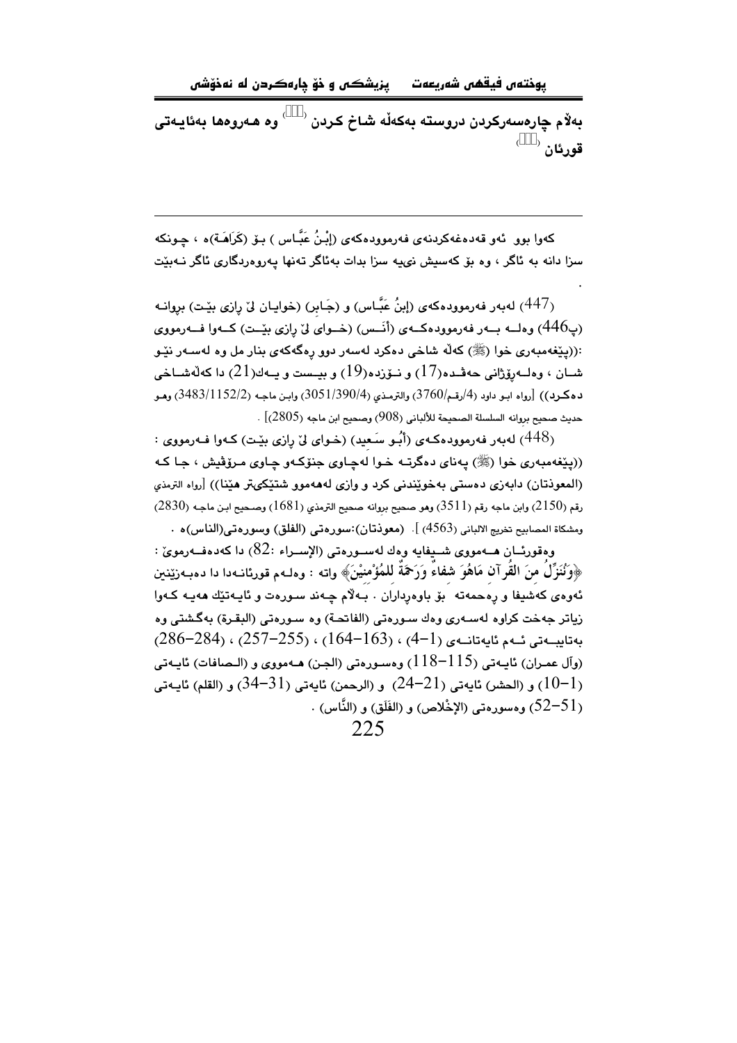بەڵام چارەسەرکردن دروستە بەکەڵە شاخ کردن [447] وە هەروەها بەئایەتی قورئان [448]

---

کەوا بوو ئەو قەدەغەکردنەی فەرموودەکەی (إِبْنُ عَبَّاس) بۆ (كَرَاهَة)ە ، چونکە سزا دانە بە ئاگر ، وە بۆ کەسیش نیيە سزا بدات بەئاگر تەنها پەروەردگاری ئاگر نەبێت .

(447) لەبەر فەرموودەکەی (إبنُ عَبَّاس) و (جَابر) (خوایان لێ ڕازی بێت) بروانە (پ446) وەلە بەر فەرموودەکەی (أَنَس) (خوای لێ ڕازی بێت) کەوا فەرمووی :((پێغەمبەری خوا (ﷺ) کەڵە شاخی دەکرد لەسەر دوو ڕەگەکەی بنار مل وە لەسەر نێو شان ، وەلە ڕۆژانی حەڤدە(17) و نۆزدە(19) و بیست و یەك(21) دا کەڵەشاخی دەکرد)) [رواه ابو داود (4/رقم/3760) والترمذي (4/390/3051) وابن ماجه (2/1152/3483) وهو حديث صحيح بروانه السلسلة الصحيحة للألباني (908) وصحيح ابن ماجه (2805)] .

(448) لەبەر فەرموودەکەی (أَبُو سَعِيد) (خوای لێ ڕازی بێت) کەوا فەرمووی : ((پێغەمبەری خوا (ﷺ) پەنای دەگرتە خوا لەچاوی جنۆکەو چاوی مرۆڤیش ، جا کە (المعوذتان) دابەزی دەستی بەخوێندنی کرد و وازی لەهەموو شتێکیتر هێنا)) [رواه الترمذي رقم (2150) وابن ماجه رقم (3511) وهو صحيح بروانه صحيح الترمذي (1681) وصحيح ابن ماجه (2830) ومشكاة المصابيح تخريج الالباني (4563) ]. (معوذتان):سورەتی (الفلق) وسورەتی(الناس)ە .

وەقورئان هەمووی شیفایە وەك لەسورەتی (الإسراء :82) دا کەدەفەرموێ : ﴿وَنُنَزِّلُ مِنَ الْقُرآنِ مَاهُوَ شِفَاءٌ وَرَحْمَةٌ لِلْمُؤْمِنِيْنَ﴾ واتە : وەلەم قورئانەدا دا دەبەزێنین ئەوەی کەشیفا و ڕەحمەتە بۆ باوەڕداران . بەڵام چەند سورەت و ئایەتێك هەیە کەوا زیاتر جەخت کراوە لەسەری وەك سورەتی (الفاتحة) وە سورەتی (البقرة) بەگشتی وە بەتایبەتی ئەم ئایەتانەی (1-4) ، (163-164) ، (255-257) ، (284-286) (وآل عمران) ئایەتی (115-118) وەسورەتی (الجن) هەمووی و (الصافات) ئایەتی (1-10) و (الحشر) ئایەتی (21-24) و (الرحمن) ئایەتی (31-34) و (القلم) ئایەتی (51-52) وەسورەتی (الإِخْلاص) و (الفَلَق) و (النَّاس) .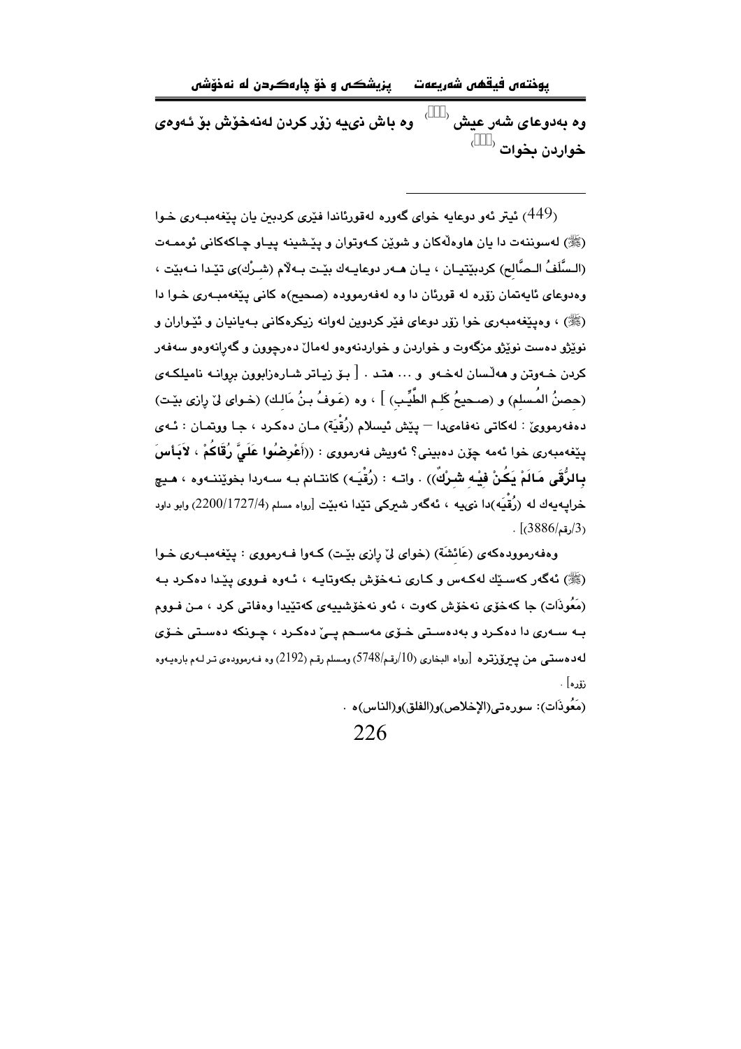وە بەدوعای شەر عیش [] وە باش نىيە زۆر كردن لەنەخۆش بۆ ئەوەى خواردن بخوات []

(449) ئيتر ئەو دوعايە خواى گەورە لەقورئاندا فێرى كردبين يان پێغەمبەرى خوا (ﷺ) لەسوننەت دا يان هاوەڵەكان و شوێن كەوتوان و پێشينە پياو چاكەكانى ئوممەت (السَّلَفُ الصَّالِح) كردبێتيان ، يان هەر دوعايەك بێت بەڵام (شـرْك)ى تێدا نەبێت ، وەدوعاى ئايەتمان زۆرە لە قورئان دا وە لەفەرموودە (صحيح)ە كانى پێغەمبەرى خوا دا (ﷺ) ، وەپێغەمبەرى خوا زۆر دوعاى فێر كردوين لەوانە زيكرەكانى بەيانيان و ئێواران و نوێژو دەست نوێژو مزگەوت و خواردن و خواردنەوەو لەماڵ دەرچوون و گەڕانەوەو سەفەر كردن خەوتن و هەڵسان لەخەو و ... هتد . [ بۆ زياتر شارەزابوون بڕوانە ناميلكەى (حِصنُ المُسلِم) و (صحيحُ كَلِم الطَّيِّب) ] ، وە (عَوفُ بنُ مَالِك) (خواى لىّ ڕازى بێت) دەفەرمووێ : لەكاتى نەفامىدا — پێش ئيسلام (رُقْيَة) مان دەكرد ، جا ووتمان : ئەى پێغەمبەرى خوا ئەمە چۆن دەبينى؟ ئەويش فەرمووى : ((**أَعْرِضُوا عَلَيَّ رُقَاكُمْ ، لاَبَأسَ بِالرُّقَى مَالَمْ يَكُنْ فِيْهِ شِرْكٌ**)) . واتە : (رُقْيَە) كانتانم بە سەردا بخوێننەوە ، هيچ خراپەيەك لە (رُقْيَە)دا نىيە ، ئەگەر شيركى تێدا نەبێت [رواه مسلم (2200/1727/4) وابو داود (3/رقم/3886)] .

وەفەرموودەكەى (عَائِشَة) (خواى لىّ ڕازى بێت) كەوا فەرمووى : پێغەمبەرى خوا (ﷺ) ئەگەر كەسێك لەكەس و كارى نەخۆش بكەوتايە ، ئەوە فووى پێدا دەكرد بە (مَعُوذَات) جا كەخۆى نەخۆش كەوت ، ئەو نەخۆشييەى كەتێيدا وەفاتى كرد ، من فووم بە سەرى دا دەكرد و بەدەستى خۆى مەسحم پىّ دەكرد ، چونكە دەستى خۆى لەدەستى من پيرۆزترە [رواه البخاري (10/رقم/5748) ومسلم رقم (2192) وە فەرموودەى تر لەم بارەيەوە زۆرە] .

(مَعُوذَات): سورەتى(الإخلاص)و(الفلق)و(الناس)ە .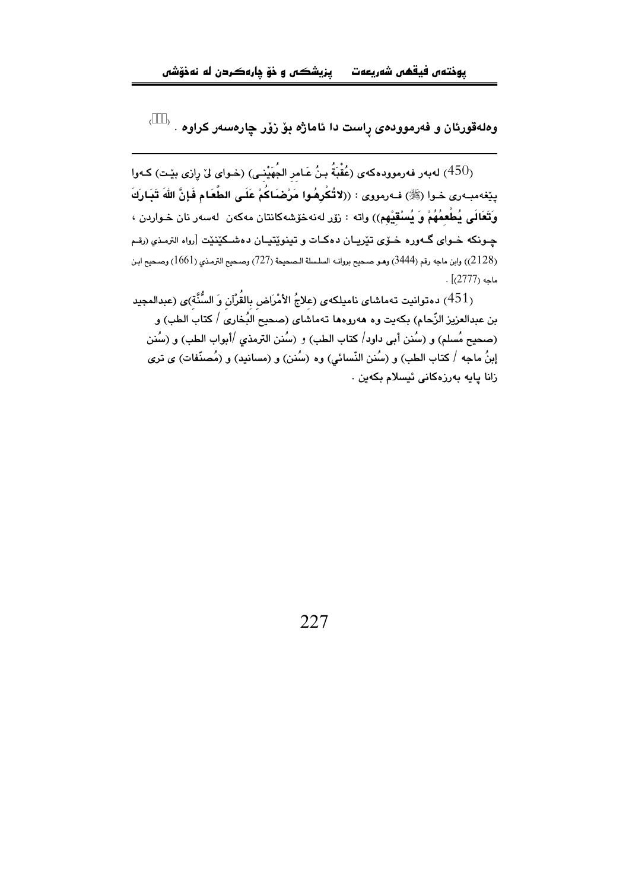وەلەقورئان و فەرموودەی ڕاست دا ئاماژە بۆ زۆر چارەسەر کراوە . [451]

---

(450) لەبەر فەرموودەکەی (عُقْبَةُ بنُ عَامِرٍ الجُهَيْنِي) (خـوای لێ ڕازی بێـت) کـەوا پێغەمبـەری خـوا (ﷺ) فـەرمووی : ((**لاتُكْرِهُوا مَرْضَاكُمْ عَلَى الطَّعَامِ فَإنَّ اللهَ تَبَارَكَ وَتَعَالَى يُطْعِمُهُمْ وَ يُسْقِيْهِمْ**)) واتە : زۆر لەنەخۆشەکانتان مەکەن لەسەر نان خـواردن ، چـونکە خـوای گـەورە خـۆی تێریـان دەکـات و تینوێتیـان دەشـکێنێت [رواه الترمذي (رقم (2128)) وابن ماجه رقم (3444) وهو صحيح برواته السلسلة الصحيحة (727) وصحيح الترمذي (1661) وصحيح ابن ماجه (2777)] .

(451) دەتوانیت تەماشای نامیلکەی (علاجُ الأمْرَاضِ بالقُرْآنِ وَ السُّنَّة)ی (عبدالمجيد بن عبدالعزيز الزّحام) بکەیت وە هەروەها تەماشای (صحيح البُخاري / كتاب الطب) و (صحيح مُسلم) و (سُنن أبي داود/ كتاب الطب) و (سُنن الترمذي /أبواب الطب) و (سُنن إبنُ ماجه / كتاب الطب) و (سُنن النّسائي) وە (سُنن) و (مسانيد) و (مُصنّفات) ی تری زانا پایە بەرزەکانی ئیسلام بکەین .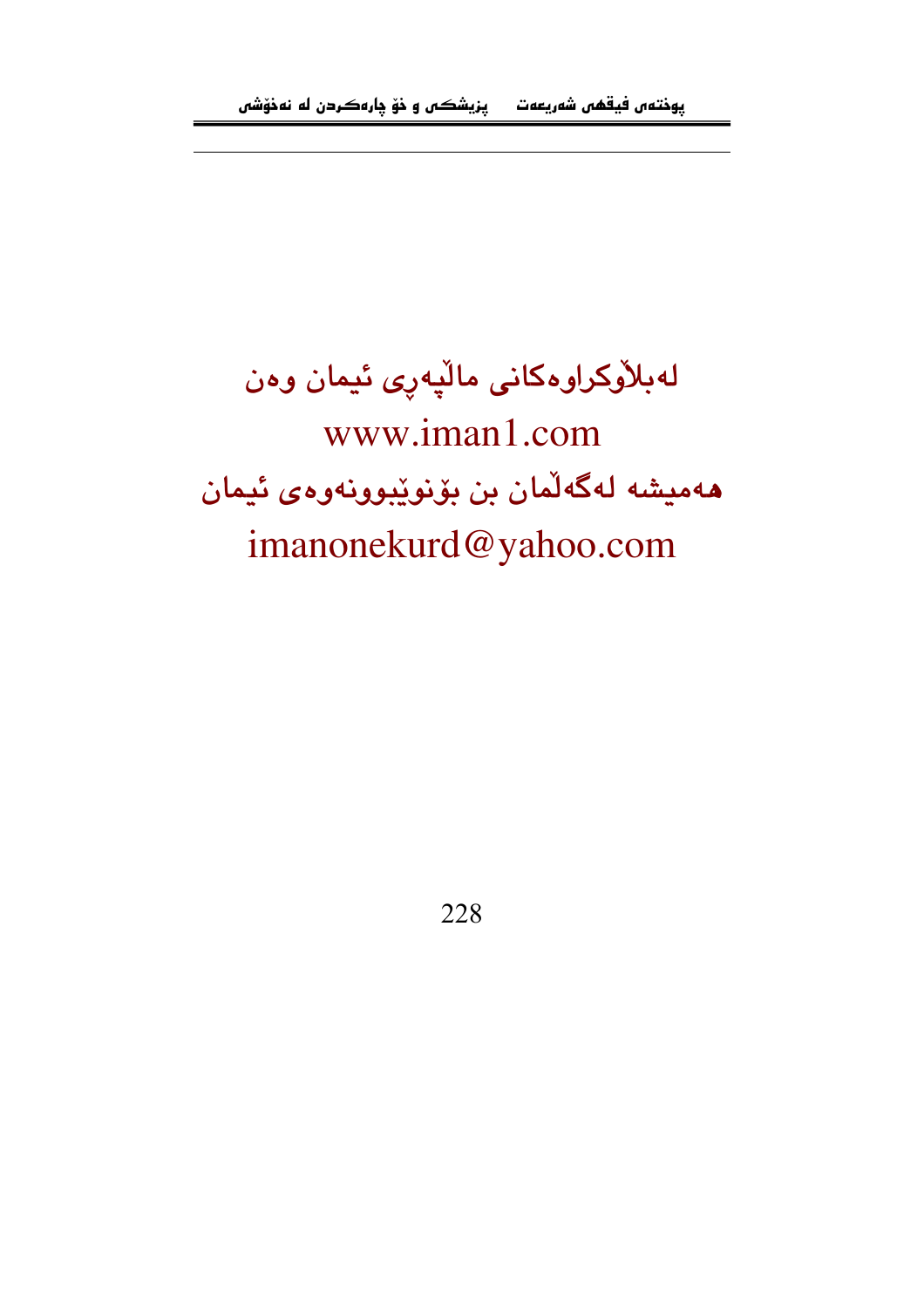لەبڵاوكراوەكانی ماڵپەڕی ئیمان وەن

www.iman1.com

هەمیشە لەگەڵمان بن بۆنوێبوونەوەی ئیمان

imanonekurd@yahoo.com